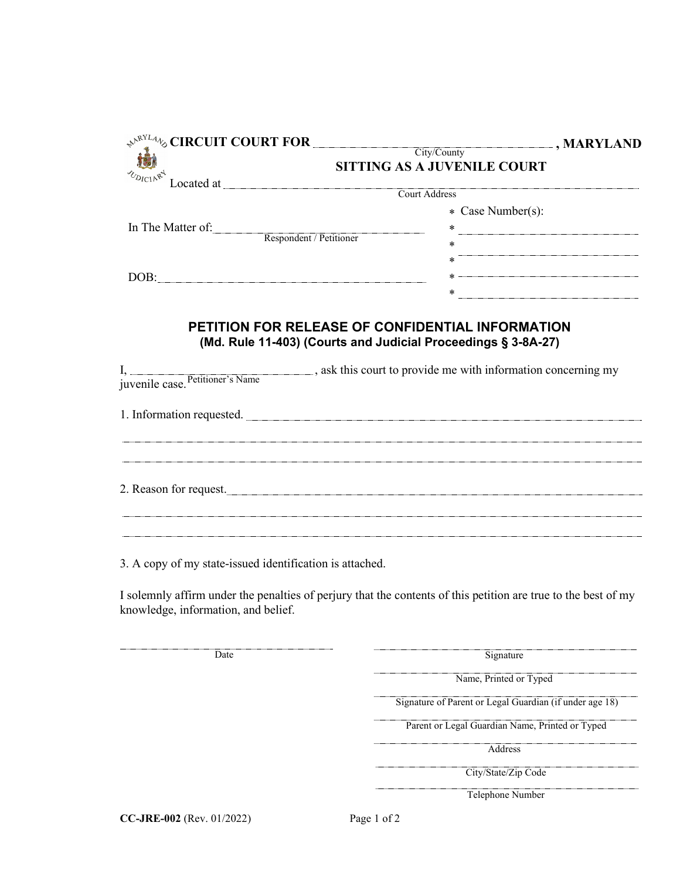**CIRCUIT COURT FOR** ______________________ **, MARYLAND**
City/County

**SITTING AS A JUVENILE COURT**

Located at ______________________________________________
Court Address

In The Matter of: ______________________________
Respondent / Petitioner

DOB: ______________________________

* Case Number(s):
* ______________________
* ______________________
* ______________________
* ______________________
* ______________________

## PETITION FOR RELEASE OF CONFIDENTIAL INFORMATION
### (Md. Rule 11-403) (Courts and Judicial Proceedings § 3-8A-27)

I, ______________________ (Petitioner's Name), ask this court to provide me with information concerning my juvenile case.

1. Information requested. ______________________________________________

______________________________________________

______________________________________________

2. Reason for request. ______________________________________________

______________________________________________

______________________________________________

3. A copy of my state-issued identification is attached.

I solemnly affirm under the penalties of perjury that the contents of this petition are true to the best of my knowledge, information, and belief.

______________________
Date

______________________
Signature

______________________
Name, Printed or Typed

______________________
Signature of Parent or Legal Guardian (if under age 18)

______________________
Parent or Legal Guardian Name, Printed or Typed

______________________
Address

______________________
City/State/Zip Code

______________________
Telephone Number

**CC-JRE-002** (Rev. 01/2022)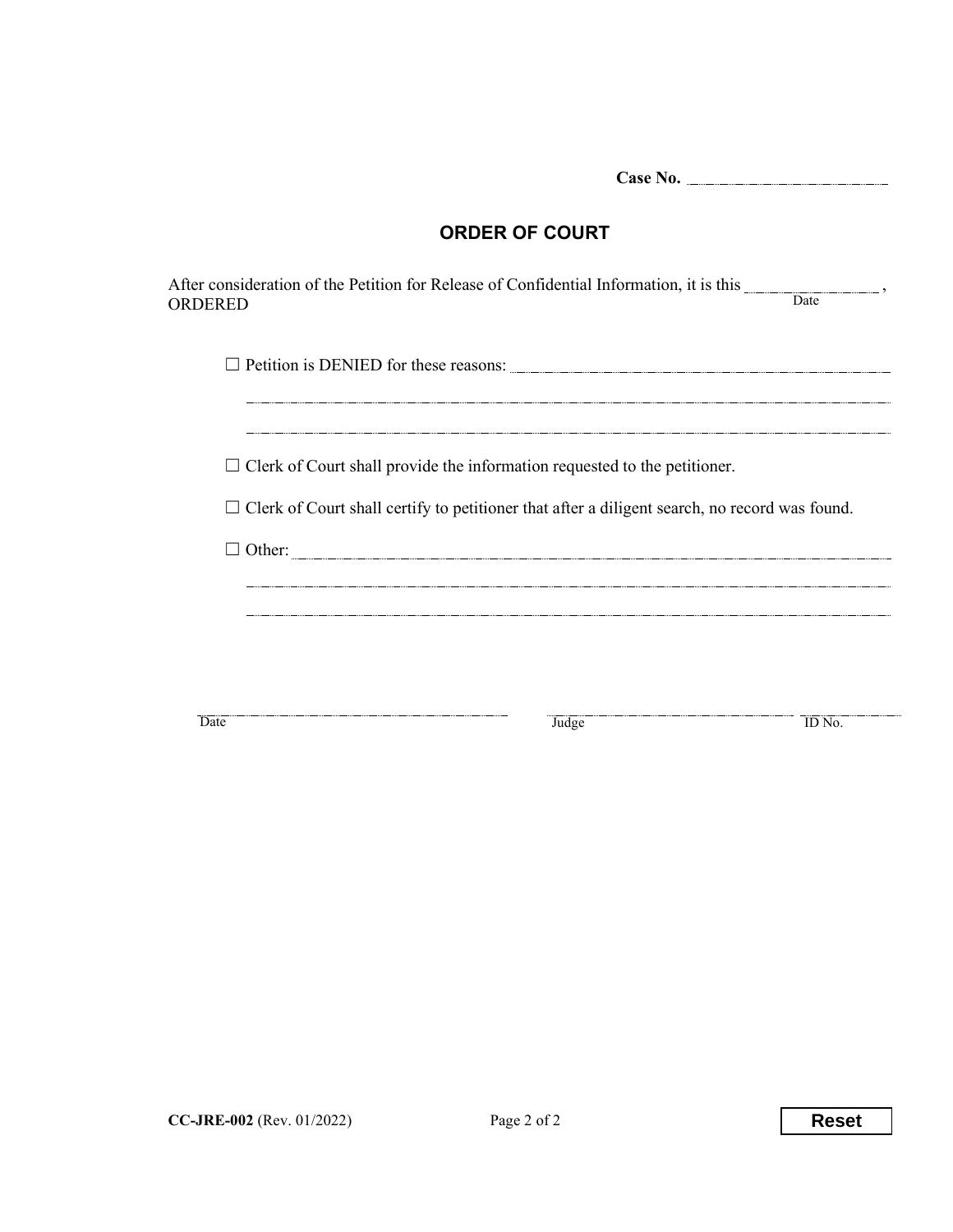Case No. ____________________

## ORDER OF COURT

After consideration of the Petition for Release of Confidential Information, it is this ____________ (Date), ORDERED

☐ Petition is DENIED for these reasons: ________________________________________

________________________________________________________________

________________________________________________________________

☐ Clerk of Court shall provide the information requested to the petitioner.

☐ Clerk of Court shall certify to petitioner that after a diligent search, no record was found.

☐ Other: ________________________________________________________

________________________________________________________________

________________________________________________________________

____________________________ ____________________________ ____________

Date Judge ID No.

**CC-JRE-002** (Rev. 01/2022)

Reset